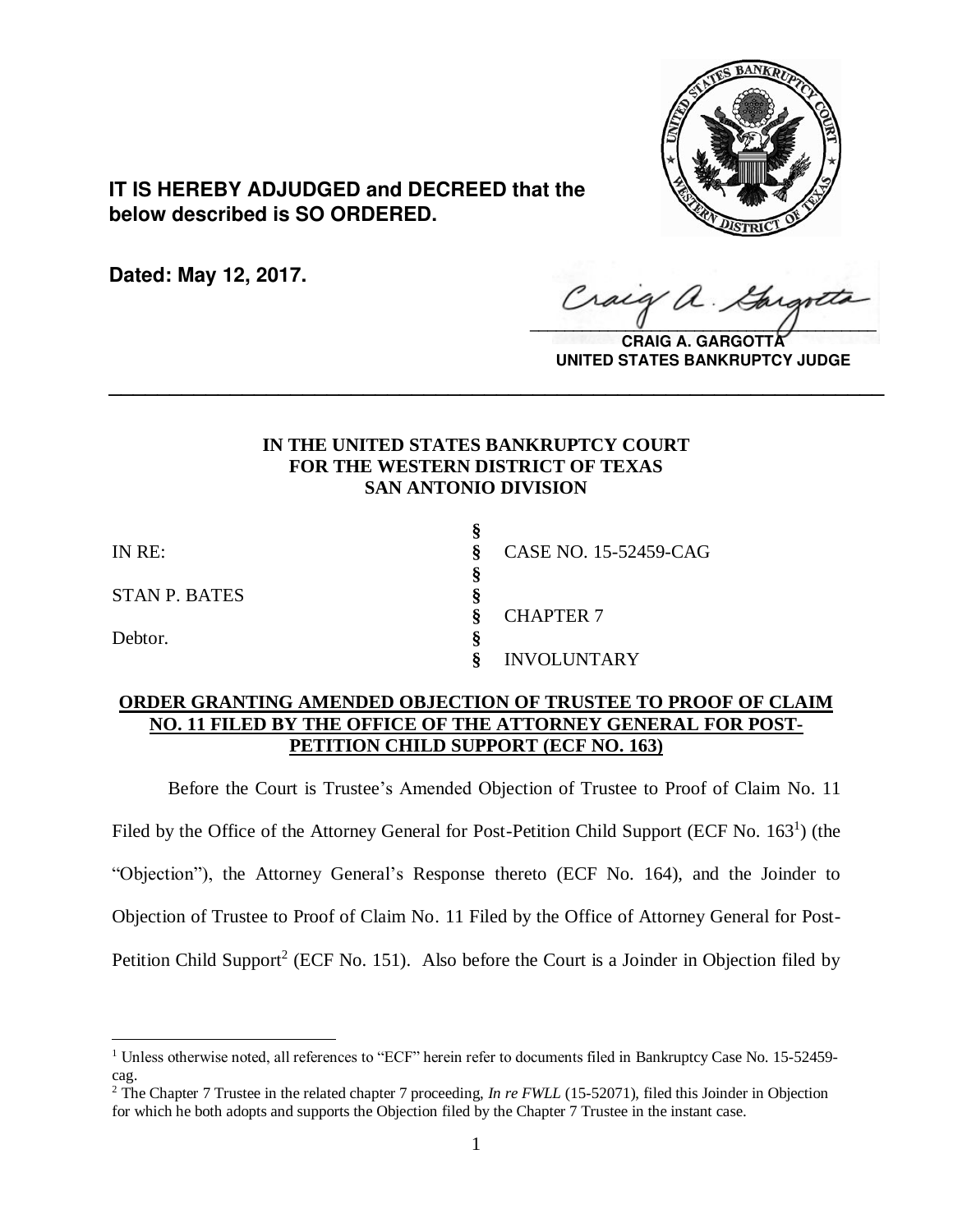**IT IS HEREBY ADJUDGED and DECREED that the below described is SO ORDERED.**

**Dated: May 12, 2017.**

**CRAIG A. GARGOTTA**
**UNITED STATES BANKRUPTCY JUDGE**

---

**IN THE UNITED STATES BANKRUPTCY COURT**
**FOR THE WESTERN DISTRICT OF TEXAS**
**SAN ANTONIO DIVISION**

| | | |
|---|---|---|
| | § | |
| IN RE: | § | CASE NO. 15-52459-CAG |
| | § | |
| STAN P. BATES | § | |
| | § | CHAPTER 7 |
| Debtor. | § | |
| | § | INVOLUNTARY |

**ORDER GRANTING AMENDED OBJECTION OF TRUSTEE TO PROOF OF CLAIM NO. 11 FILED BY THE OFFICE OF THE ATTORNEY GENERAL FOR POST-PETITION CHILD SUPPORT (ECF NO. 163)**

Before the Court is Trustee's Amended Objection of Trustee to Proof of Claim No. 11 Filed by the Office of the Attorney General for Post-Petition Child Support (ECF No. 163[1]) (the "Objection"), the Attorney General's Response thereto (ECF No. 164), and the Joinder to Objection of Trustee to Proof of Claim No. 11 Filed by the Office of Attorney General for Post-Petition Child Support[2] (ECF No. 151). Also before the Court is a Joinder in Objection filed by

---

[1] Unless otherwise noted, all references to "ECF" herein refer to documents filed in Bankruptcy Case No. 15-52459-cag.

[2] The Chapter 7 Trustee in the related chapter 7 proceeding, *In re FWLL* (15-52071), filed this Joinder in Objection for which he both adopts and supports the Objection filed by the Chapter 7 Trustee in the instant case.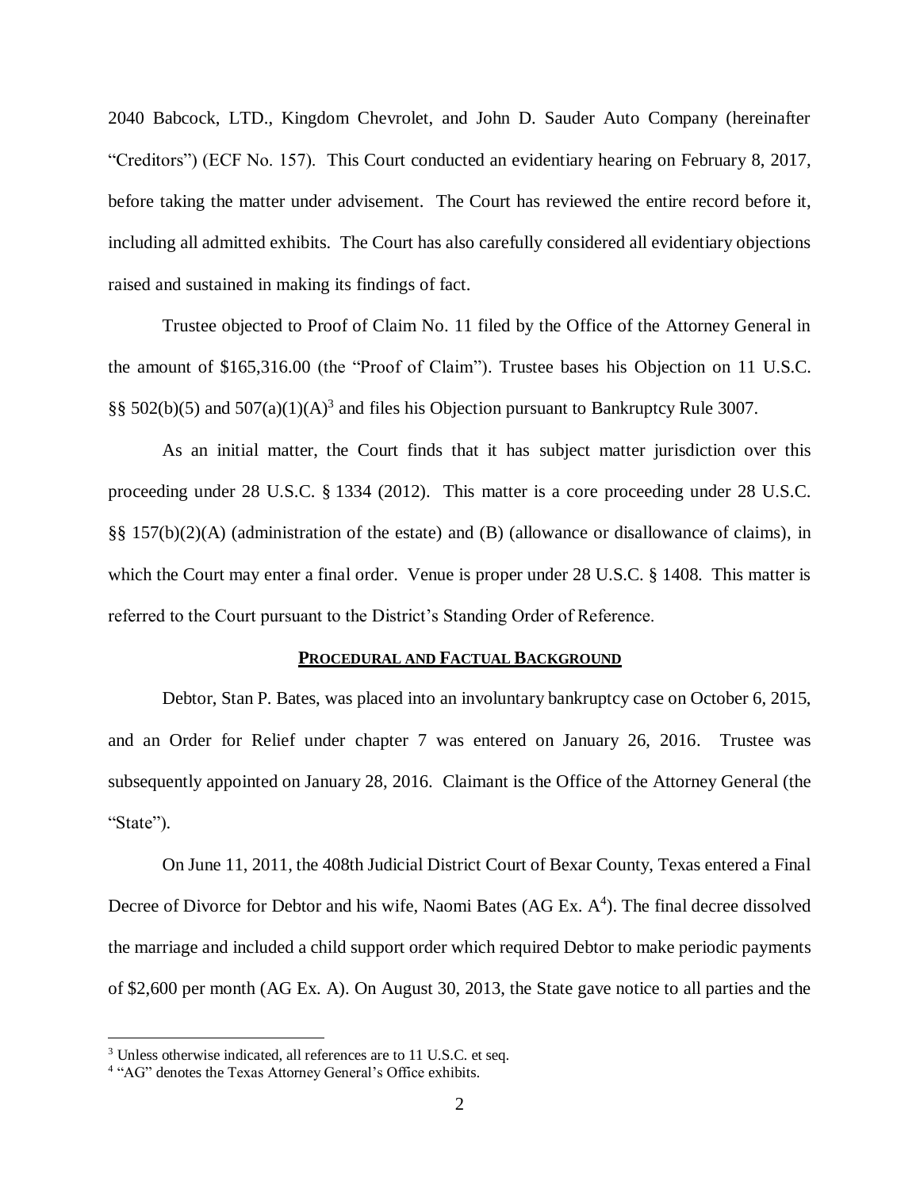2040 Babcock, LTD., Kingdom Chevrolet, and John D. Sauder Auto Company (hereinafter "Creditors") (ECF No. 157). This Court conducted an evidentiary hearing on February 8, 2017, before taking the matter under advisement. The Court has reviewed the entire record before it, including all admitted exhibits. The Court has also carefully considered all evidentiary objections raised and sustained in making its findings of fact.

Trustee objected to Proof of Claim No. 11 filed by the Office of the Attorney General in the amount of $165,316.00 (the "Proof of Claim"). Trustee bases his Objection on 11 U.S.C. §§ 502(b)(5) and 507(a)(1)(A)[3] and files his Objection pursuant to Bankruptcy Rule 3007.

As an initial matter, the Court finds that it has subject matter jurisdiction over this proceeding under 28 U.S.C. § 1334 (2012). This matter is a core proceeding under 28 U.S.C. §§ 157(b)(2)(A) (administration of the estate) and (B) (allowance or disallowance of claims), in which the Court may enter a final order. Venue is proper under 28 U.S.C. § 1408. This matter is referred to the Court pursuant to the District's Standing Order of Reference.

## PROCEDURAL AND FACTUAL BACKGROUND

Debtor, Stan P. Bates, was placed into an involuntary bankruptcy case on October 6, 2015, and an Order for Relief under chapter 7 was entered on January 26, 2016. Trustee was subsequently appointed on January 28, 2016. Claimant is the Office of the Attorney General (the "State").

On June 11, 2011, the 408th Judicial District Court of Bexar County, Texas entered a Final Decree of Divorce for Debtor and his wife, Naomi Bates (AG Ex. A[4]). The final decree dissolved the marriage and included a child support order which required Debtor to make periodic payments of $2,600 per month (AG Ex. A). On August 30, 2013, the State gave notice to all parties and the

---

[3] Unless otherwise indicated, all references are to 11 U.S.C. et seq.

[4] "AG" denotes the Texas Attorney General's Office exhibits.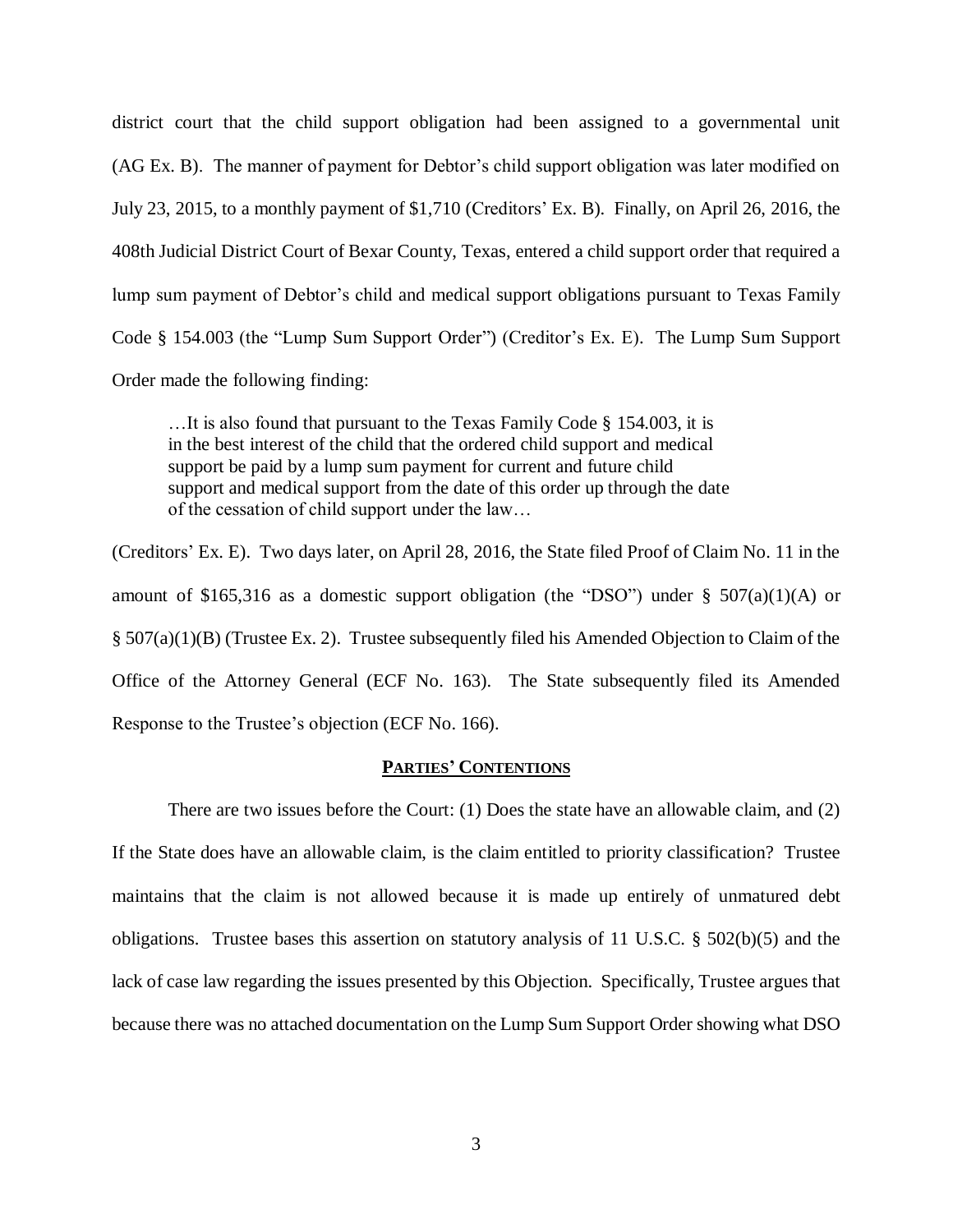district court that the child support obligation had been assigned to a governmental unit (AG Ex. B). The manner of payment for Debtor's child support obligation was later modified on July 23, 2015, to a monthly payment of $1,710 (Creditors' Ex. B). Finally, on April 26, 2016, the 408th Judicial District Court of Bexar County, Texas, entered a child support order that required a lump sum payment of Debtor's child and medical support obligations pursuant to Texas Family Code § 154.003 (the "Lump Sum Support Order") (Creditor's Ex. E). The Lump Sum Support Order made the following finding:

> …It is also found that pursuant to the Texas Family Code § 154.003, it is in the best interest of the child that the ordered child support and medical support be paid by a lump sum payment for current and future child support and medical support from the date of this order up through the date of the cessation of child support under the law…

(Creditors' Ex. E). Two days later, on April 28, 2016, the State filed Proof of Claim No. 11 in the amount of $165,316 as a domestic support obligation (the "DSO") under § 507(a)(1)(A) or § 507(a)(1)(B) (Trustee Ex. 2). Trustee subsequently filed his Amended Objection to Claim of the Office of the Attorney General (ECF No. 163). The State subsequently filed its Amended Response to the Trustee's objection (ECF No. 166).

## PARTIES' CONTENTIONS

There are two issues before the Court: (1) Does the state have an allowable claim, and (2) If the State does have an allowable claim, is the claim entitled to priority classification? Trustee maintains that the claim is not allowed because it is made up entirely of unmatured debt obligations. Trustee bases this assertion on statutory analysis of 11 U.S.C. § 502(b)(5) and the lack of case law regarding the issues presented by this Objection. Specifically, Trustee argues that because there was no attached documentation on the Lump Sum Support Order showing what DSO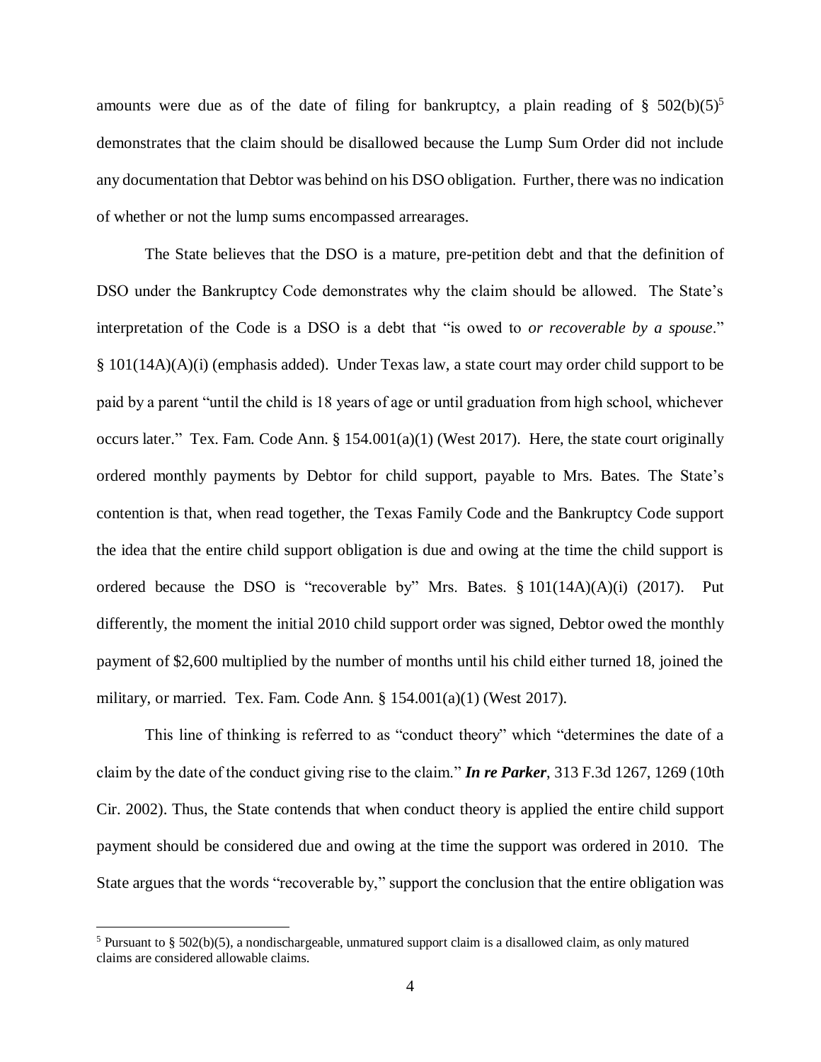amounts were due as of the date of filing for bankruptcy, a plain reading of § 502(b)(5)[5] demonstrates that the claim should be disallowed because the Lump Sum Order did not include any documentation that Debtor was behind on his DSO obligation. Further, there was no indication of whether or not the lump sums encompassed arrearages.

The State believes that the DSO is a mature, pre-petition debt and that the definition of DSO under the Bankruptcy Code demonstrates why the claim should be allowed. The State's interpretation of the Code is a DSO is a debt that "is owed to *or recoverable by a spouse*." § 101(14A)(A)(i) (emphasis added). Under Texas law, a state court may order child support to be paid by a parent "until the child is 18 years of age or until graduation from high school, whichever occurs later." Tex. Fam. Code Ann. § 154.001(a)(1) (West 2017). Here, the state court originally ordered monthly payments by Debtor for child support, payable to Mrs. Bates. The State's contention is that, when read together, the Texas Family Code and the Bankruptcy Code support the idea that the entire child support obligation is due and owing at the time the child support is ordered because the DSO is "recoverable by" Mrs. Bates. § 101(14A)(A)(i) (2017). Put differently, the moment the initial 2010 child support order was signed, Debtor owed the monthly payment of \$2,600 multiplied by the number of months until his child either turned 18, joined the military, or married. Tex. Fam. Code Ann. § 154.001(a)(1) (West 2017).

This line of thinking is referred to as "conduct theory" which "determines the date of a claim by the date of the conduct giving rise to the claim." ***In re Parker***, 313 F.3d 1267, 1269 (10th Cir. 2002). Thus, the State contends that when conduct theory is applied the entire child support payment should be considered due and owing at the time the support was ordered in 2010. The State argues that the words "recoverable by," support the conclusion that the entire obligation was

[5] Pursuant to § 502(b)(5), a nondischargeable, unmatured support claim is a disallowed claim, as only matured claims are considered allowable claims.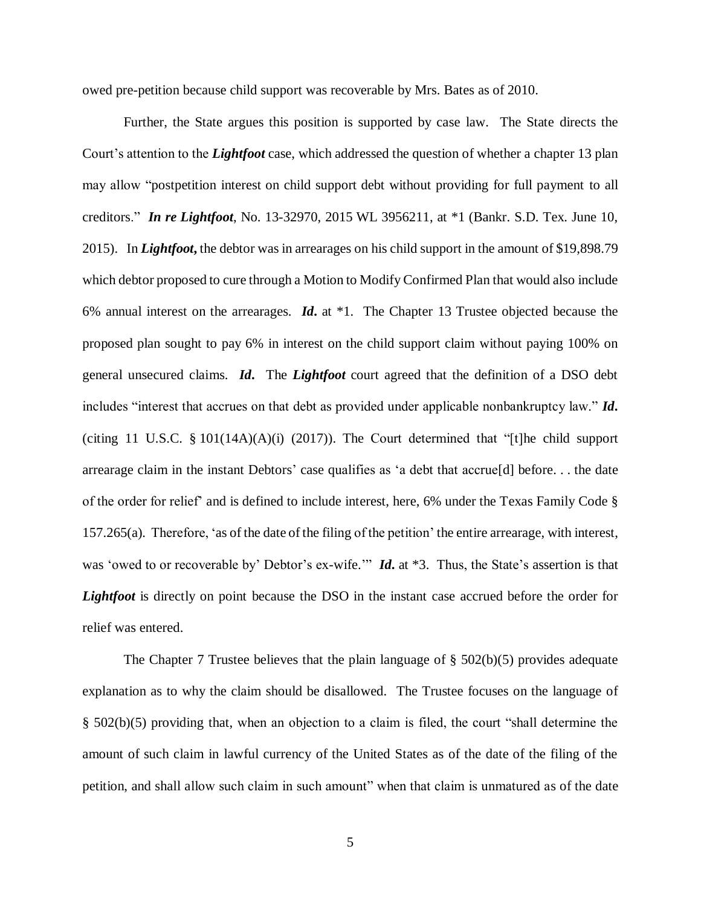owed pre-petition because child support was recoverable by Mrs. Bates as of 2010.

Further, the State argues this position is supported by case law. The State directs the Court's attention to the ***Lightfoot*** case, which addressed the question of whether a chapter 13 plan may allow "postpetition interest on child support debt without providing for full payment to all creditors." ***In re Lightfoot***, No. 13-32970, 2015 WL 3956211, at *1 (Bankr. S.D. Tex. June 10, 2015). In ***Lightfoot*,** the debtor was in arrearages on his child support in the amount of $19,898.79 which debtor proposed to cure through a Motion to Modify Confirmed Plan that would also include 6% annual interest on the arrearages. ***Id*.** at *1. The Chapter 13 Trustee objected because the proposed plan sought to pay 6% in interest on the child support claim without paying 100% on general unsecured claims. ***Id*.** The ***Lightfoot*** court agreed that the definition of a DSO debt includes "interest that accrues on that debt as provided under applicable nonbankruptcy law." ***Id*.** (citing 11 U.S.C. § 101(14A)(A)(i) (2017)). The Court determined that "[t]he child support arrearage claim in the instant Debtors' case qualifies as 'a debt that accrue[d] before. . . the date of the order for relief' and is defined to include interest, here, 6% under the Texas Family Code § 157.265(a). Therefore, 'as of the date of the filing of the petition' the entire arrearage, with interest, was 'owed to or recoverable by' Debtor's ex-wife.'" ***Id*.** at *3. Thus, the State's assertion is that ***Lightfoot*** is directly on point because the DSO in the instant case accrued before the order for relief was entered.

The Chapter 7 Trustee believes that the plain language of § 502(b)(5) provides adequate explanation as to why the claim should be disallowed. The Trustee focuses on the language of § 502(b)(5) providing that, when an objection to a claim is filed, the court "shall determine the amount of such claim in lawful currency of the United States as of the date of the filing of the petition, and shall allow such claim in such amount" when that claim is unmatured as of the date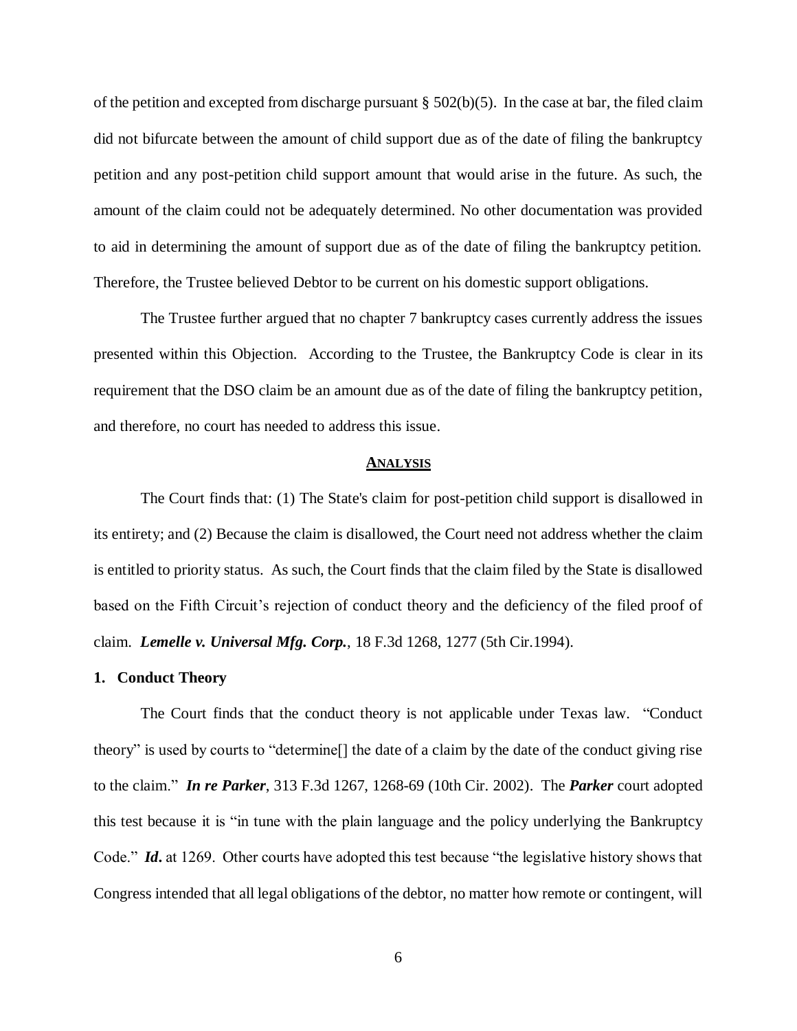of the petition and excepted from discharge pursuant § 502(b)(5). In the case at bar, the filed claim did not bifurcate between the amount of child support due as of the date of filing the bankruptcy petition and any post-petition child support amount that would arise in the future. As such, the amount of the claim could not be adequately determined. No other documentation was provided to aid in determining the amount of support due as of the date of filing the bankruptcy petition. Therefore, the Trustee believed Debtor to be current on his domestic support obligations.

The Trustee further argued that no chapter 7 bankruptcy cases currently address the issues presented within this Objection. According to the Trustee, the Bankruptcy Code is clear in its requirement that the DSO claim be an amount due as of the date of filing the bankruptcy petition, and therefore, no court has needed to address this issue.

## ANALYSIS

The Court finds that: (1) The State's claim for post-petition child support is disallowed in its entirety; and (2) Because the claim is disallowed, the Court need not address whether the claim is entitled to priority status. As such, the Court finds that the claim filed by the State is disallowed based on the Fifth Circuit's rejection of conduct theory and the deficiency of the filed proof of claim. ***Lemelle v. Universal Mfg. Corp.***, 18 F.3d 1268, 1277 (5th Cir.1994).

### 1. Conduct Theory

The Court finds that the conduct theory is not applicable under Texas law. "Conduct theory" is used by courts to "determine[] the date of a claim by the date of the conduct giving rise to the claim." ***In re Parker***, 313 F.3d 1267, 1268-69 (10th Cir. 2002). The ***Parker*** court adopted this test because it is "in tune with the plain language and the policy underlying the Bankruptcy Code." ***Id.*** at 1269. Other courts have adopted this test because "the legislative history shows that Congress intended that all legal obligations of the debtor, no matter how remote or contingent, will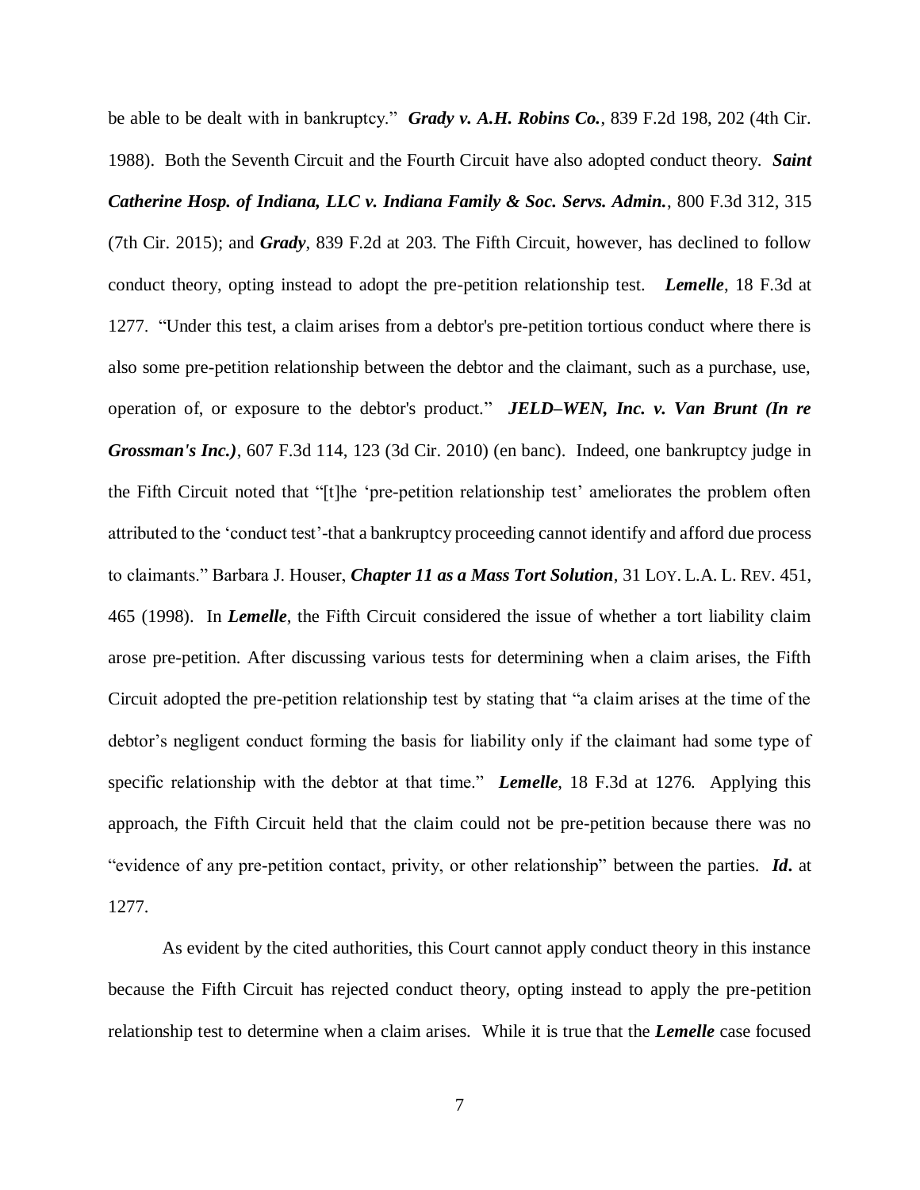be able to be dealt with in bankruptcy." ***Grady v. A.H. Robins Co.***, 839 F.2d 198, 202 (4th Cir. 1988). Both the Seventh Circuit and the Fourth Circuit have also adopted conduct theory. ***Saint Catherine Hosp. of Indiana, LLC v. Indiana Family & Soc. Servs. Admin.***, 800 F.3d 312, 315 (7th Cir. 2015); and ***Grady***, 839 F.2d at 203. The Fifth Circuit, however, has declined to follow conduct theory, opting instead to adopt the pre-petition relationship test. ***Lemelle***, 18 F.3d at 1277. "Under this test, a claim arises from a debtor's pre-petition tortious conduct where there is also some pre-petition relationship between the debtor and the claimant, such as a purchase, use, operation of, or exposure to the debtor's product." ***JELD–WEN, Inc. v. Van Brunt (In re Grossman's Inc.)***, 607 F.3d 114, 123 (3d Cir. 2010) (en banc). Indeed, one bankruptcy judge in the Fifth Circuit noted that "[t]he 'pre-petition relationship test' ameliorates the problem often attributed to the 'conduct test'-that a bankruptcy proceeding cannot identify and afford due process to claimants." Barbara J. Houser, ***Chapter 11 as a Mass Tort Solution***, 31 LOY. L.A. L. REV. 451, 465 (1998). In ***Lemelle***, the Fifth Circuit considered the issue of whether a tort liability claim arose pre-petition. After discussing various tests for determining when a claim arises, the Fifth Circuit adopted the pre-petition relationship test by stating that "a claim arises at the time of the debtor's negligent conduct forming the basis for liability only if the claimant had some type of specific relationship with the debtor at that time." ***Lemelle***, 18 F.3d at 1276. Applying this approach, the Fifth Circuit held that the claim could not be pre-petition because there was no "evidence of any pre-petition contact, privity, or other relationship" between the parties. ***Id.*** at 1277.

As evident by the cited authorities, this Court cannot apply conduct theory in this instance because the Fifth Circuit has rejected conduct theory, opting instead to apply the pre-petition relationship test to determine when a claim arises. While it is true that the ***Lemelle*** case focused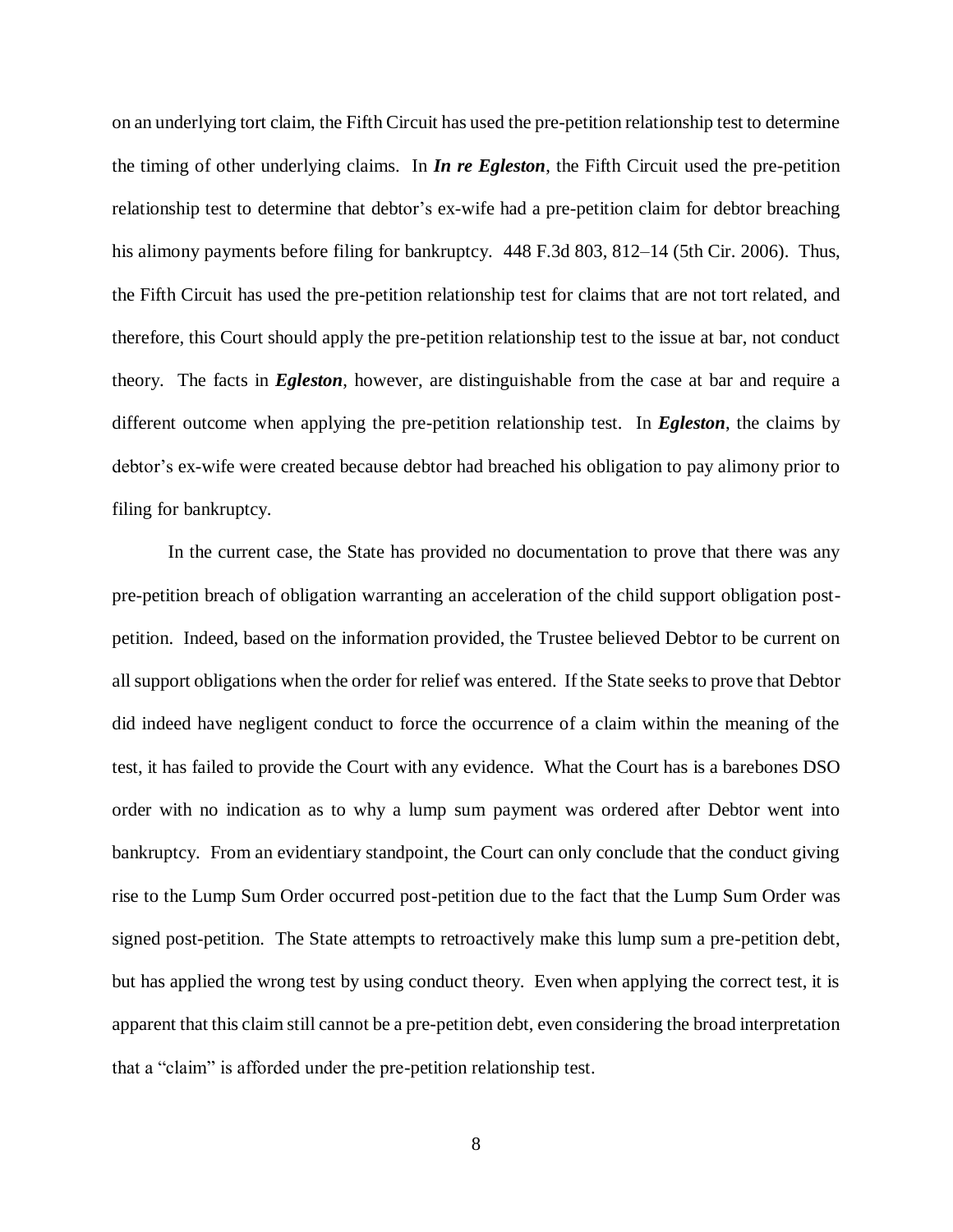on an underlying tort claim, the Fifth Circuit has used the pre-petition relationship test to determine the timing of other underlying claims. In ***In re Egleston***, the Fifth Circuit used the pre-petition relationship test to determine that debtor's ex-wife had a pre-petition claim for debtor breaching his alimony payments before filing for bankruptcy. 448 F.3d 803, 812–14 (5th Cir. 2006). Thus, the Fifth Circuit has used the pre-petition relationship test for claims that are not tort related, and therefore, this Court should apply the pre-petition relationship test to the issue at bar, not conduct theory. The facts in ***Egleston***, however, are distinguishable from the case at bar and require a different outcome when applying the pre-petition relationship test. In ***Egleston***, the claims by debtor's ex-wife were created because debtor had breached his obligation to pay alimony prior to filing for bankruptcy.

In the current case, the State has provided no documentation to prove that there was any pre-petition breach of obligation warranting an acceleration of the child support obligation post-petition. Indeed, based on the information provided, the Trustee believed Debtor to be current on all support obligations when the order for relief was entered. If the State seeks to prove that Debtor did indeed have negligent conduct to force the occurrence of a claim within the meaning of the test, it has failed to provide the Court with any evidence. What the Court has is a barebones DSO order with no indication as to why a lump sum payment was ordered after Debtor went into bankruptcy. From an evidentiary standpoint, the Court can only conclude that the conduct giving rise to the Lump Sum Order occurred post-petition due to the fact that the Lump Sum Order was signed post-petition. The State attempts to retroactively make this lump sum a pre-petition debt, but has applied the wrong test by using conduct theory. Even when applying the correct test, it is apparent that this claim still cannot be a pre-petition debt, even considering the broad interpretation that a "claim" is afforded under the pre-petition relationship test.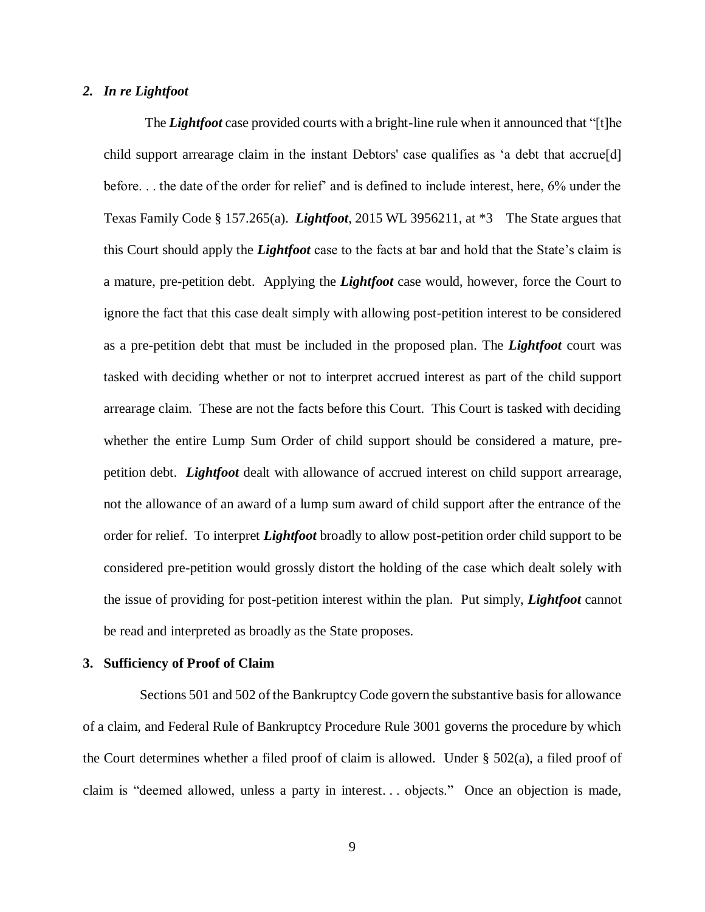### *2. In re Lightfoot*

The ***Lightfoot*** case provided courts with a bright-line rule when it announced that "[t]he child support arrearage claim in the instant Debtors' case qualifies as 'a debt that accrue[d] before. . . the date of the order for relief' and is defined to include interest, here, 6% under the Texas Family Code § 157.265(a). ***Lightfoot***, 2015 WL 3956211, at *3 The State argues that this Court should apply the ***Lightfoot*** case to the facts at bar and hold that the State's claim is a mature, pre-petition debt. Applying the ***Lightfoot*** case would, however, force the Court to ignore the fact that this case dealt simply with allowing post-petition interest to be considered as a pre-petition debt that must be included in the proposed plan. The ***Lightfoot*** court was tasked with deciding whether or not to interpret accrued interest as part of the child support arrearage claim. These are not the facts before this Court. This Court is tasked with deciding whether the entire Lump Sum Order of child support should be considered a mature, pre-petition debt. ***Lightfoot*** dealt with allowance of accrued interest on child support arrearage, not the allowance of an award of a lump sum award of child support after the entrance of the order for relief. To interpret ***Lightfoot*** broadly to allow post-petition order child support to be considered pre-petition would grossly distort the holding of the case which dealt solely with the issue of providing for post-petition interest within the plan. Put simply, ***Lightfoot*** cannot be read and interpreted as broadly as the State proposes.

### 3. Sufficiency of Proof of Claim

Sections 501 and 502 of the Bankruptcy Code govern the substantive basis for allowance of a claim, and Federal Rule of Bankruptcy Procedure Rule 3001 governs the procedure by which the Court determines whether a filed proof of claim is allowed. Under § 502(a), a filed proof of claim is "deemed allowed, unless a party in interest. . . objects." Once an objection is made,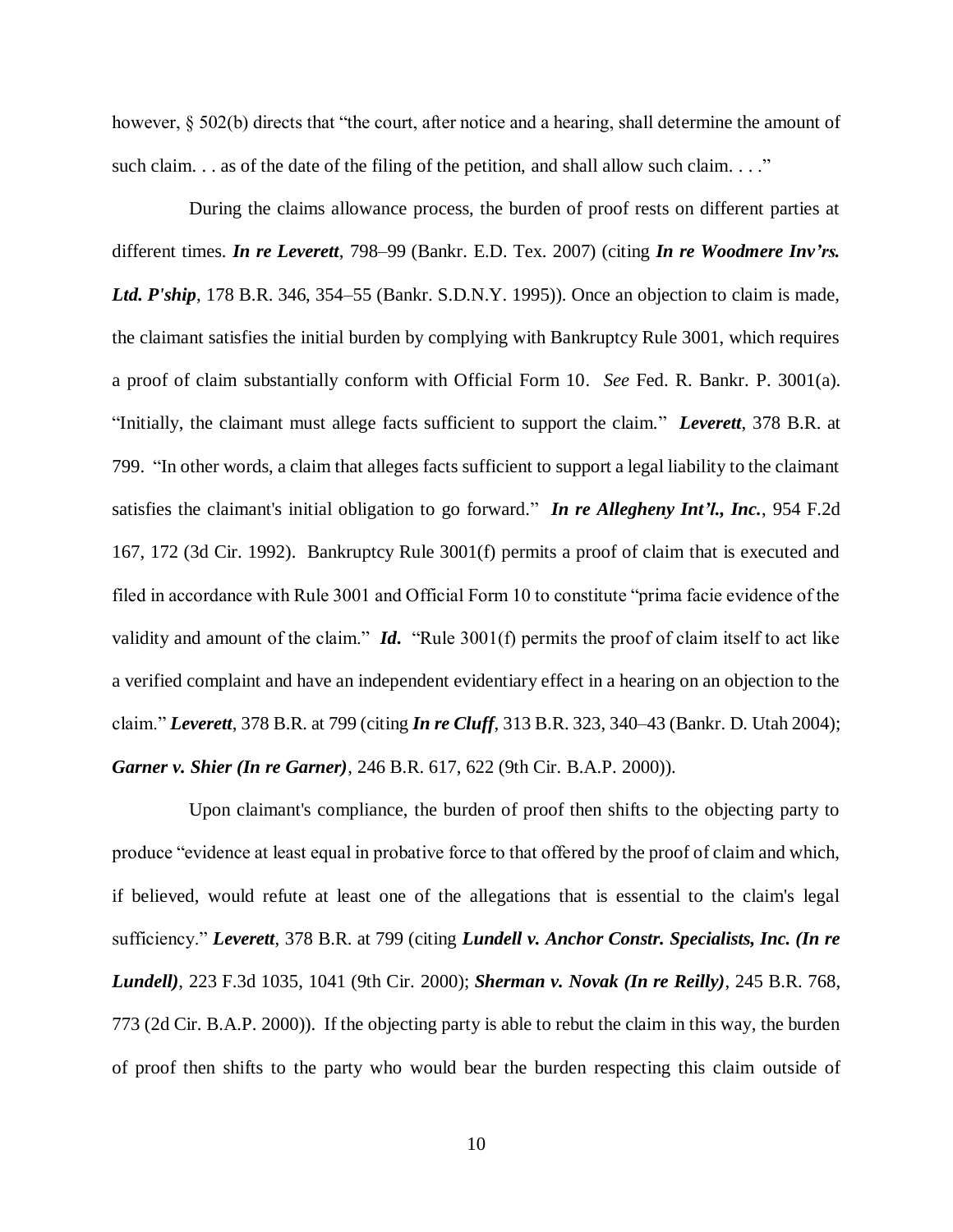however, § 502(b) directs that "the court, after notice and a hearing, shall determine the amount of such claim. . . as of the date of the filing of the petition, and shall allow such claim. . . ."

During the claims allowance process, the burden of proof rests on different parties at different times. ***In re Leverett***, 798–99 (Bankr. E.D. Tex. 2007) (citing ***In re Woodmere Inv'rs. Ltd. P'ship***, 178 B.R. 346, 354–55 (Bankr. S.D.N.Y. 1995)). Once an objection to claim is made, the claimant satisfies the initial burden by complying with Bankruptcy Rule 3001, which requires a proof of claim substantially conform with Official Form 10. *See* Fed. R. Bankr. P. 3001(a). "Initially, the claimant must allege facts sufficient to support the claim." ***Leverett***, 378 B.R. at 799. "In other words, a claim that alleges facts sufficient to support a legal liability to the claimant satisfies the claimant's initial obligation to go forward." ***In re Allegheny Int'l., Inc.***, 954 F.2d 167, 172 (3d Cir. 1992). Bankruptcy Rule 3001(f) permits a proof of claim that is executed and filed in accordance with Rule 3001 and Official Form 10 to constitute "prima facie evidence of the validity and amount of the claim." ***Id.*** "Rule 3001(f) permits the proof of claim itself to act like a verified complaint and have an independent evidentiary effect in a hearing on an objection to the claim." ***Leverett***, 378 B.R. at 799 (citing ***In re Cluff***, 313 B.R. 323, 340–43 (Bankr. D. Utah 2004); ***Garner v. Shier (In re Garner)***, 246 B.R. 617, 622 (9th Cir. B.A.P. 2000)).

Upon claimant's compliance, the burden of proof then shifts to the objecting party to produce "evidence at least equal in probative force to that offered by the proof of claim and which, if believed, would refute at least one of the allegations that is essential to the claim's legal sufficiency." ***Leverett***, 378 B.R. at 799 (citing ***Lundell v. Anchor Constr. Specialists, Inc. (In re Lundell)***, 223 F.3d 1035, 1041 (9th Cir. 2000); ***Sherman v. Novak (In re Reilly)***, 245 B.R. 768, 773 (2d Cir. B.A.P. 2000)). If the objecting party is able to rebut the claim in this way, the burden of proof then shifts to the party who would bear the burden respecting this claim outside of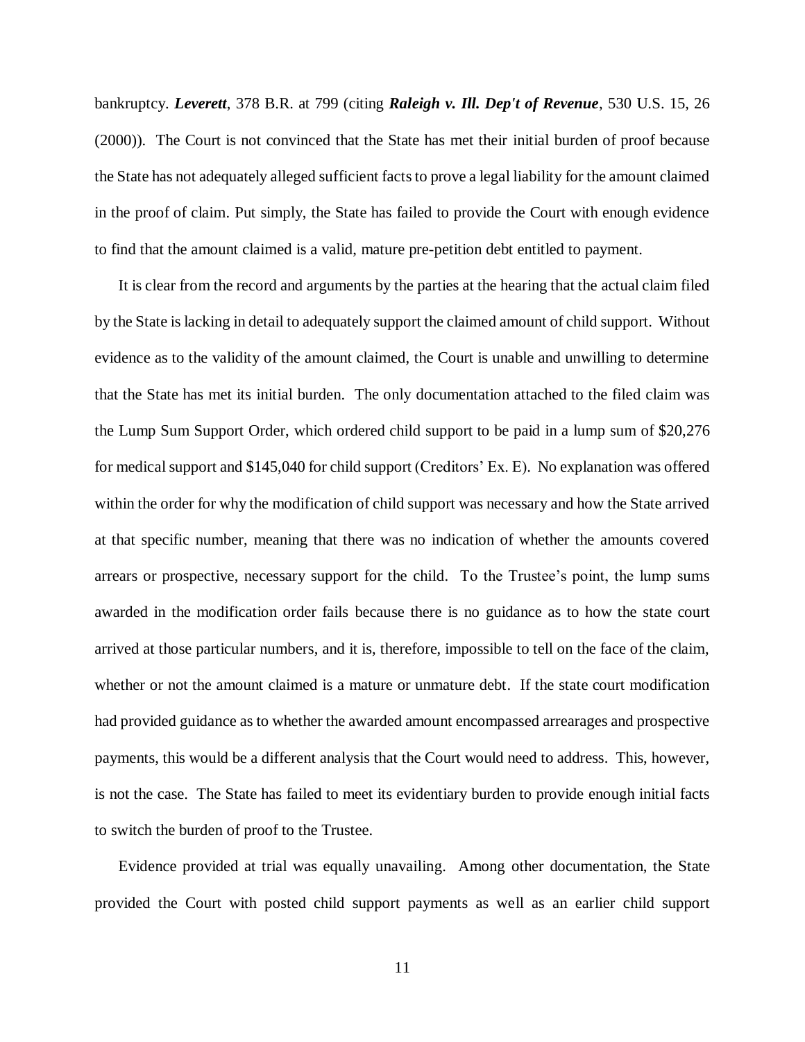bankruptcy. ***Leverett***, 378 B.R. at 799 (citing ***Raleigh v. Ill. Dep't of Revenue***, 530 U.S. 15, 26 (2000)). The Court is not convinced that the State has met their initial burden of proof because the State has not adequately alleged sufficient facts to prove a legal liability for the amount claimed in the proof of claim. Put simply, the State has failed to provide the Court with enough evidence to find that the amount claimed is a valid, mature pre-petition debt entitled to payment.

It is clear from the record and arguments by the parties at the hearing that the actual claim filed by the State is lacking in detail to adequately support the claimed amount of child support. Without evidence as to the validity of the amount claimed, the Court is unable and unwilling to determine that the State has met its initial burden. The only documentation attached to the filed claim was the Lump Sum Support Order, which ordered child support to be paid in a lump sum of $20,276 for medical support and $145,040 for child support (Creditors' Ex. E). No explanation was offered within the order for why the modification of child support was necessary and how the State arrived at that specific number, meaning that there was no indication of whether the amounts covered arrears or prospective, necessary support for the child. To the Trustee's point, the lump sums awarded in the modification order fails because there is no guidance as to how the state court arrived at those particular numbers, and it is, therefore, impossible to tell on the face of the claim, whether or not the amount claimed is a mature or unmature debt. If the state court modification had provided guidance as to whether the awarded amount encompassed arrearages and prospective payments, this would be a different analysis that the Court would need to address. This, however, is not the case. The State has failed to meet its evidentiary burden to provide enough initial facts to switch the burden of proof to the Trustee.

Evidence provided at trial was equally unavailing. Among other documentation, the State provided the Court with posted child support payments as well as an earlier child support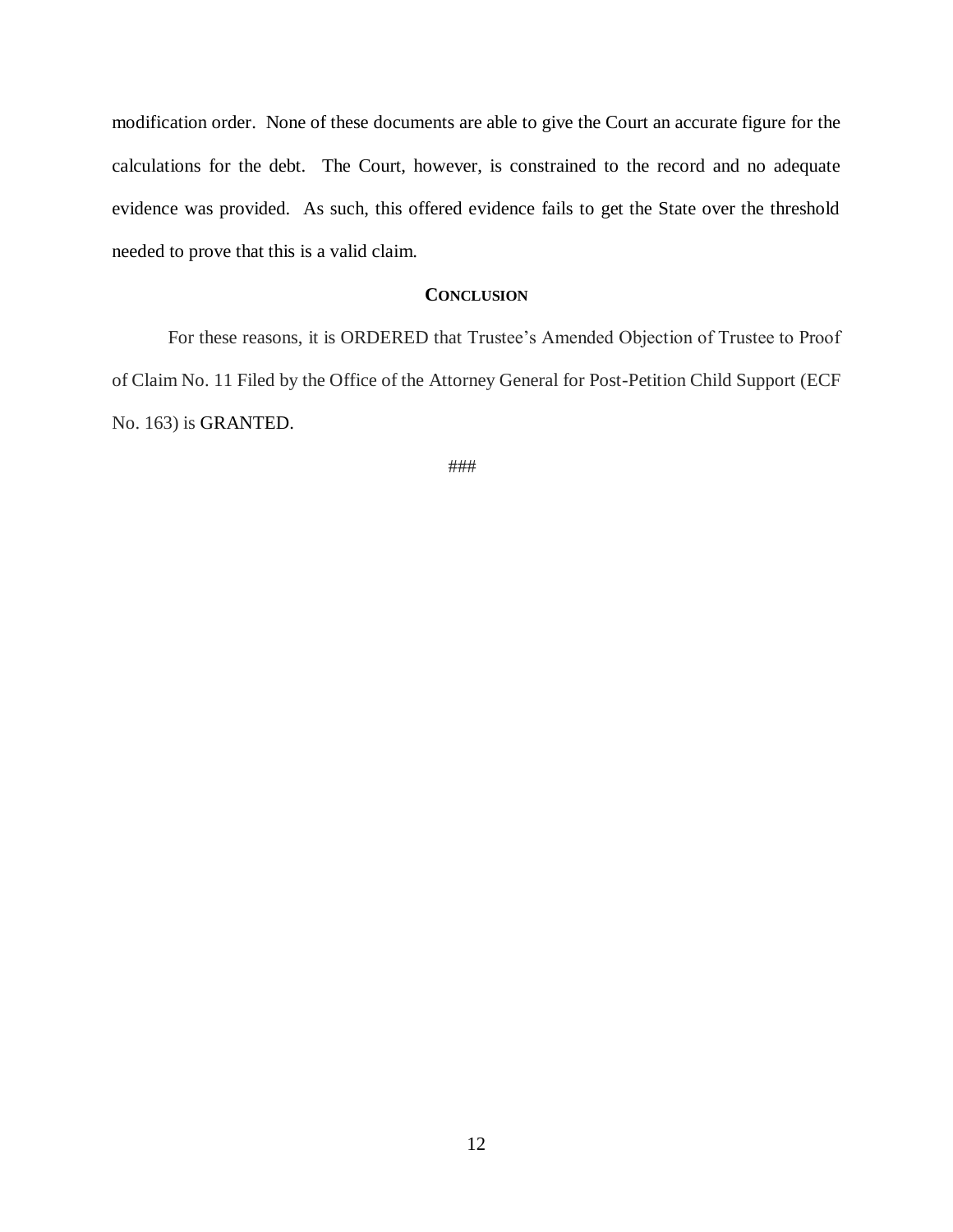modification order. None of these documents are able to give the Court an accurate figure for the calculations for the debt. The Court, however, is constrained to the record and no adequate evidence was provided. As such, this offered evidence fails to get the State over the threshold needed to prove that this is a valid claim.

## CONCLUSION

For these reasons, it is ORDERED that Trustee's Amended Objection of Trustee to Proof of Claim No. 11 Filed by the Office of the Attorney General for Post-Petition Child Support (ECF No. 163) is GRANTED.

###